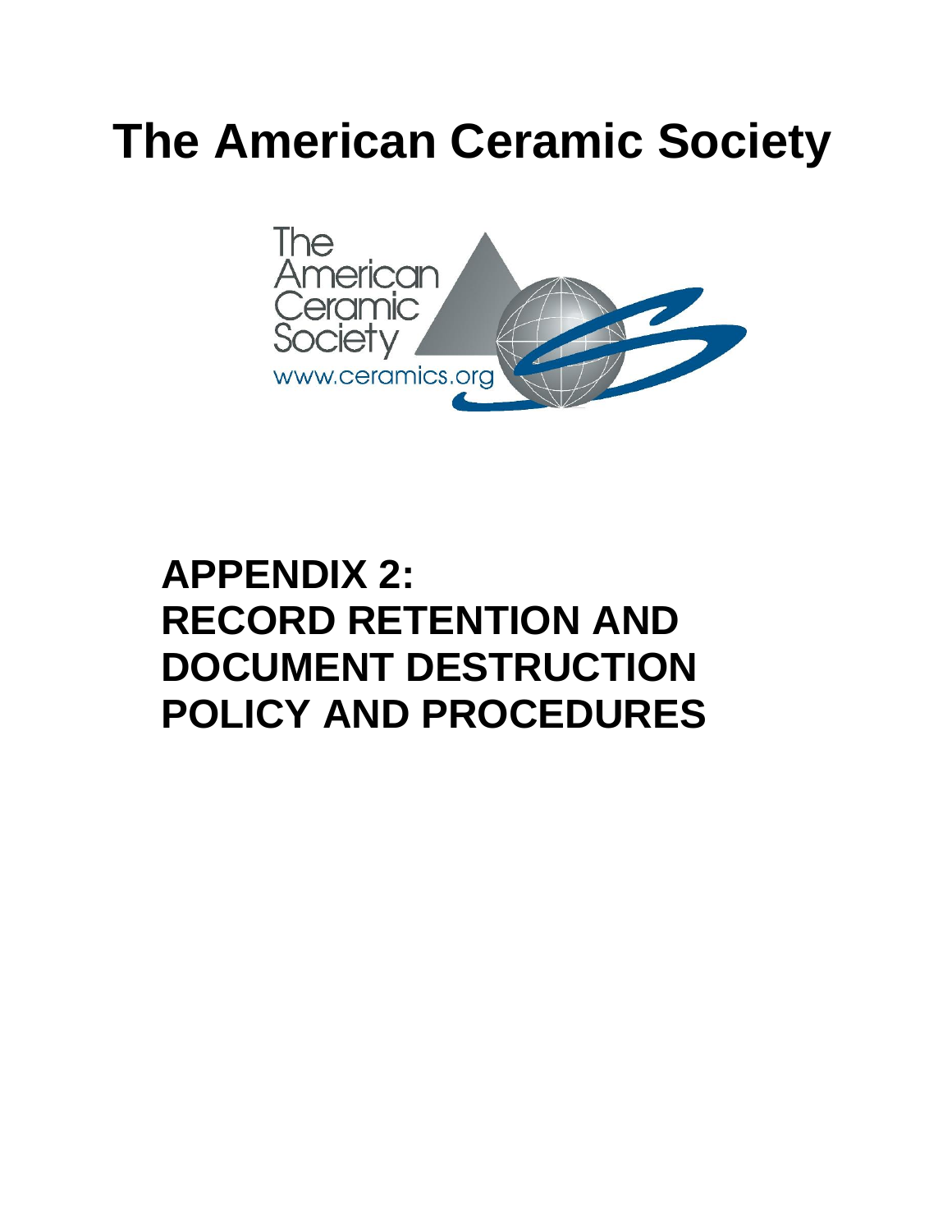# The American Ceramic Society

## APPENDIX 2:
## RECORD RETENTION AND DOCUMENT DESTRUCTION POLICY AND PROCEDURES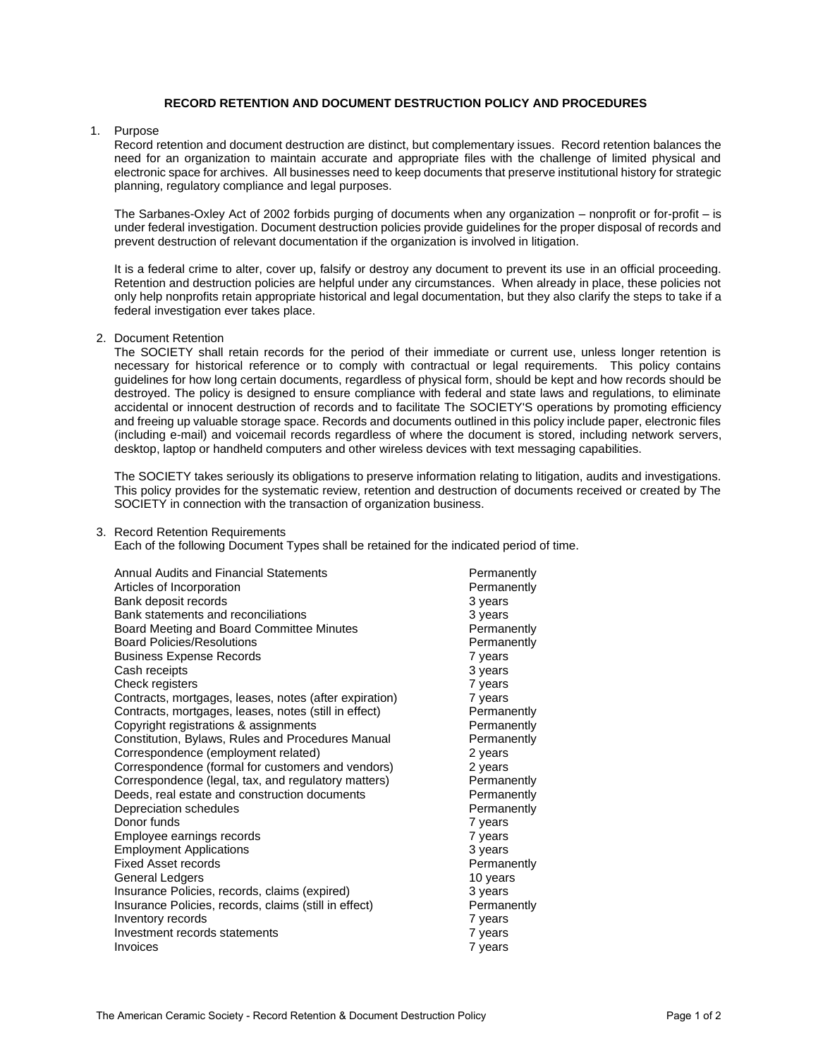**RECORD RETENTION AND DOCUMENT DESTRUCTION POLICY AND PROCEDURES**

1. Purpose

   Record retention and document destruction are distinct, but complementary issues. Record retention balances the need for an organization to maintain accurate and appropriate files with the challenge of limited physical and electronic space for archives. All businesses need to keep documents that preserve institutional history for strategic planning, regulatory compliance and legal purposes.

   The Sarbanes-Oxley Act of 2002 forbids purging of documents when any organization – nonprofit or for-profit – is under federal investigation. Document destruction policies provide guidelines for the proper disposal of records and prevent destruction of relevant documentation if the organization is involved in litigation.

   It is a federal crime to alter, cover up, falsify or destroy any document to prevent its use in an official proceeding. Retention and destruction policies are helpful under any circumstances. When already in place, these policies not only help nonprofits retain appropriate historical and legal documentation, but they also clarify the steps to take if a federal investigation ever takes place.

2. Document Retention

   The SOCIETY shall retain records for the period of their immediate or current use, unless longer retention is necessary for historical reference or to comply with contractual or legal requirements. This policy contains guidelines for how long certain documents, regardless of physical form, should be kept and how records should be destroyed. The policy is designed to ensure compliance with federal and state laws and regulations, to eliminate accidental or innocent destruction of records and to facilitate The SOCIETY'S operations by promoting efficiency and freeing up valuable storage space. Records and documents outlined in this policy include paper, electronic files (including e-mail) and voicemail records regardless of where the document is stored, including network servers, desktop, laptop or handheld computers and other wireless devices with text messaging capabilities.

   The SOCIETY takes seriously its obligations to preserve information relating to litigation, audits and investigations. This policy provides for the systematic review, retention and destruction of documents received or created by The SOCIETY in connection with the transaction of organization business.

3. Record Retention Requirements

   Each of the following Document Types shall be retained for the indicated period of time.

| Document Type | Retention Period |
|---|---|
| Annual Audits and Financial Statements | Permanently |
| Articles of Incorporation | Permanently |
| Bank deposit records | 3 years |
| Bank statements and reconciliations | 3 years |
| Board Meeting and Board Committee Minutes | Permanently |
| Board Policies/Resolutions | Permanently |
| Business Expense Records | 7 years |
| Cash receipts | 3 years |
| Check registers | 7 years |
| Contracts, mortgages, leases, notes (after expiration) | 7 years |
| Contracts, mortgages, leases, notes (still in effect) | Permanently |
| Copyright registrations & assignments | Permanently |
| Constitution, Bylaws, Rules and Procedures Manual | Permanently |
| Correspondence (employment related) | 2 years |
| Correspondence (formal for customers and vendors) | 2 years |
| Correspondence (legal, tax, and regulatory matters) | Permanently |
| Deeds, real estate and construction documents | Permanently |
| Depreciation schedules | Permanently |
| Donor funds | 7 years |
| Employee earnings records | 7 years |
| Employment Applications | 3 years |
| Fixed Asset records | Permanently |
| General Ledgers | 10 years |
| Insurance Policies, records, claims (expired) | 3 years |
| Insurance Policies, records, claims (still in effect) | Permanently |
| Inventory records | 7 years |
| Investment records statements | 7 years |
| Invoices | 7 years |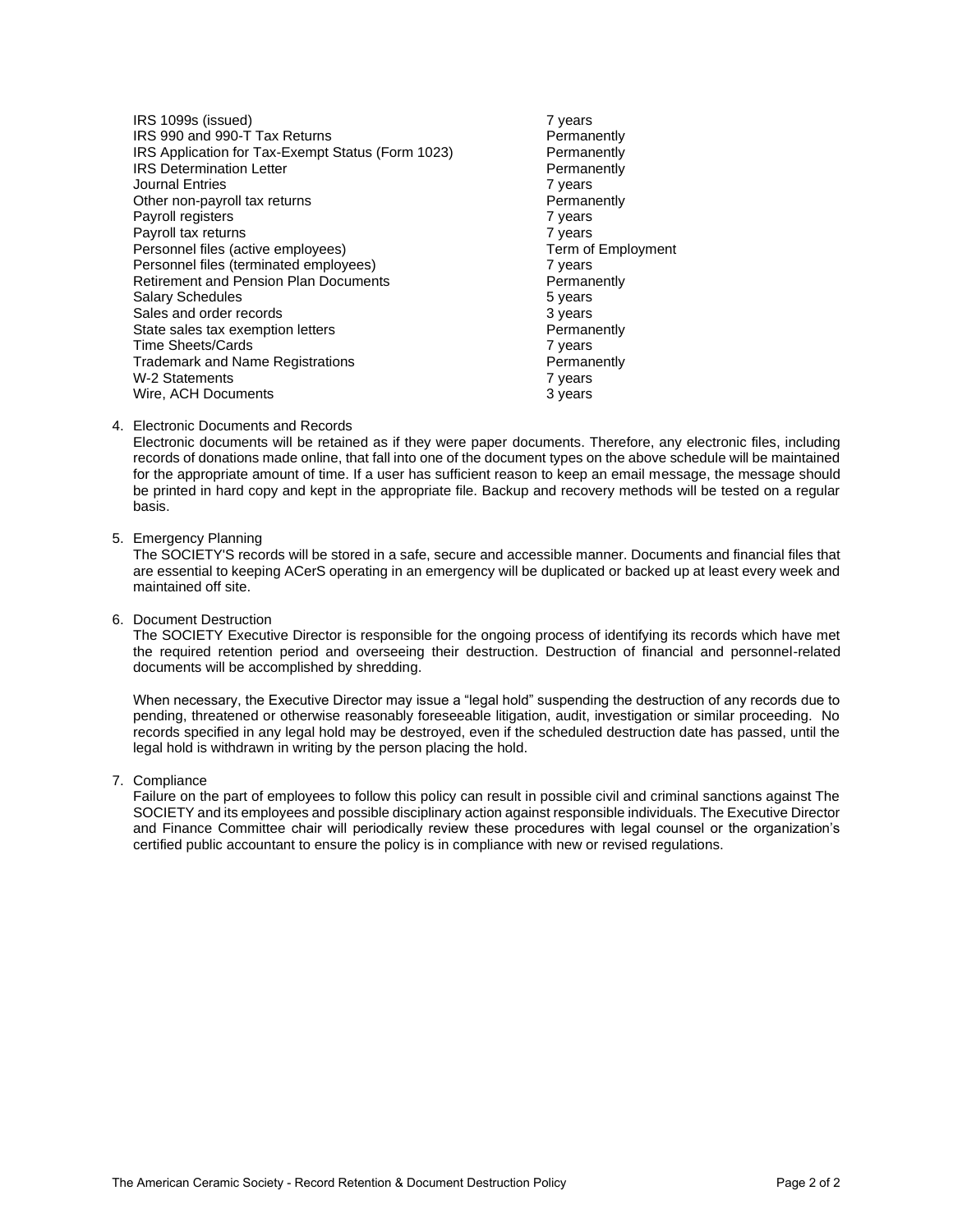| | |
|---|---|
| IRS 1099s (issued) | 7 years |
| IRS 990 and 990-T Tax Returns | Permanently |
| IRS Application for Tax-Exempt Status (Form 1023) | Permanently |
| IRS Determination Letter | Permanently |
| Journal Entries | 7 years |
| Other non-payroll tax returns | Permanently |
| Payroll registers | 7 years |
| Payroll tax returns | 7 years |
| Personnel files (active employees) | Term of Employment |
| Personnel files (terminated employees) | 7 years |
| Retirement and Pension Plan Documents | Permanently |
| Salary Schedules | 5 years |
| Sales and order records | 3 years |
| State sales tax exemption letters | Permanently |
| Time Sheets/Cards | 7 years |
| Trademark and Name Registrations | Permanently |
| W-2 Statements | 7 years |
| Wire, ACH Documents | 3 years |

4. Electronic Documents and Records
   Electronic documents will be retained as if they were paper documents. Therefore, any electronic files, including records of donations made online, that fall into one of the document types on the above schedule will be maintained for the appropriate amount of time. If a user has sufficient reason to keep an email message, the message should be printed in hard copy and kept in the appropriate file. Backup and recovery methods will be tested on a regular basis.

5. Emergency Planning
   The SOCIETY'S records will be stored in a safe, secure and accessible manner. Documents and financial files that are essential to keeping ACerS operating in an emergency will be duplicated or backed up at least every week and maintained off site.

6. Document Destruction
   The SOCIETY Executive Director is responsible for the ongoing process of identifying its records which have met the required retention period and overseeing their destruction. Destruction of financial and personnel-related documents will be accomplished by shredding.

   When necessary, the Executive Director may issue a "legal hold" suspending the destruction of any records due to pending, threatened or otherwise reasonably foreseeable litigation, audit, investigation or similar proceeding. No records specified in any legal hold may be destroyed, even if the scheduled destruction date has passed, until the legal hold is withdrawn in writing by the person placing the hold.

7. Compliance
   Failure on the part of employees to follow this policy can result in possible civil and criminal sanctions against The SOCIETY and its employees and possible disciplinary action against responsible individuals. The Executive Director and Finance Committee chair will periodically review these procedures with legal counsel or the organization's certified public accountant to ensure the policy is in compliance with new or revised regulations.